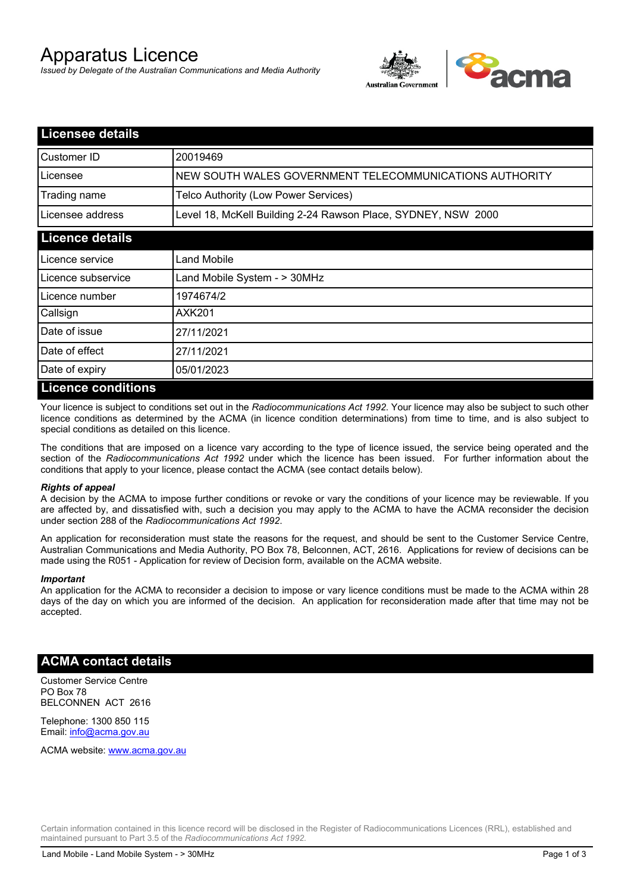# Apparatus Licence

*Issued by Delegate of the Australian Communications and Media Authority*

## Licensee details

| | |
|---|---|
| Customer ID | 20019469 |
| Licensee | NEW SOUTH WALES GOVERNMENT TELECOMMUNICATIONS AUTHORITY |
| Trading name | Telco Authority (Low Power Services) |
| Licensee address | Level 18, McKell Building 2-24 Rawson Place, SYDNEY, NSW 2000 |

## Licence details

| | |
|---|---|
| Licence service | Land Mobile |
| Licence subservice | Land Mobile System - > 30MHz |
| Licence number | 1974674/2 |
| Callsign | AXK201 |
| Date of issue | 27/11/2021 |
| Date of effect | 27/11/2021 |
| Date of expiry | 05/01/2023 |

## Licence conditions

Your licence is subject to conditions set out in the *Radiocommunications Act 1992*. Your licence may also be subject to such other licence conditions as determined by the ACMA (in licence condition determinations) from time to time, and is also subject to special conditions as detailed on this licence.

The conditions that are imposed on a licence vary according to the type of licence issued, the service being operated and the section of the *Radiocommunications Act 1992* under which the licence has been issued. For further information about the conditions that apply to your licence, please contact the ACMA (see contact details below).

***Rights of appeal***

A decision by the ACMA to impose further conditions or revoke or vary the conditions of your licence may be reviewable. If you are affected by, and dissatisfied with, such a decision you may apply to the ACMA to have the ACMA reconsider the decision under section 288 of the *Radiocommunications Act 1992*.

An application for reconsideration must state the reasons for the request, and should be sent to the Customer Service Centre, Australian Communications and Media Authority, PO Box 78, Belconnen, ACT, 2616. Applications for review of decisions can be made using the R051 - Application for review of Decision form, available on the ACMA website.

***Important***

An application for the ACMA to reconsider a decision to impose or vary licence conditions must be made to the ACMA within 28 days of the day on which you are informed of the decision. An application for reconsideration made after that time may not be accepted.

## ACMA contact details

Customer Service Centre
PO Box 78
BELCONNEN ACT 2616

Telephone: 1300 850 115
Email: info@acma.gov.au

ACMA website: www.acma.gov.au

Certain information contained in this licence record will be disclosed in the Register of Radiocommunications Licences (RRL), established and maintained pursuant to Part 3.5 of the *Radiocommunications Act 1992.*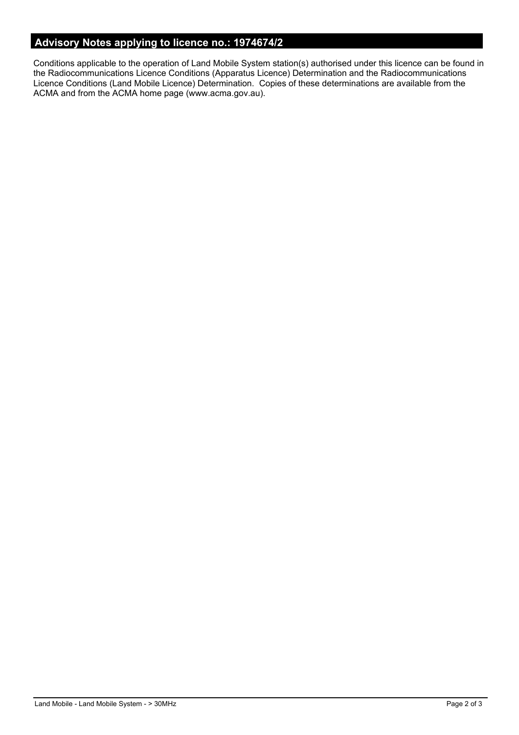## Advisory Notes applying to licence no.: 1974674/2

Conditions applicable to the operation of Land Mobile System station(s) authorised under this licence can be found in the Radiocommunications Licence Conditions (Apparatus Licence) Determination and the Radiocommunications Licence Conditions (Land Mobile Licence) Determination. Copies of these determinations are available from the ACMA and from the ACMA home page (www.acma.gov.au).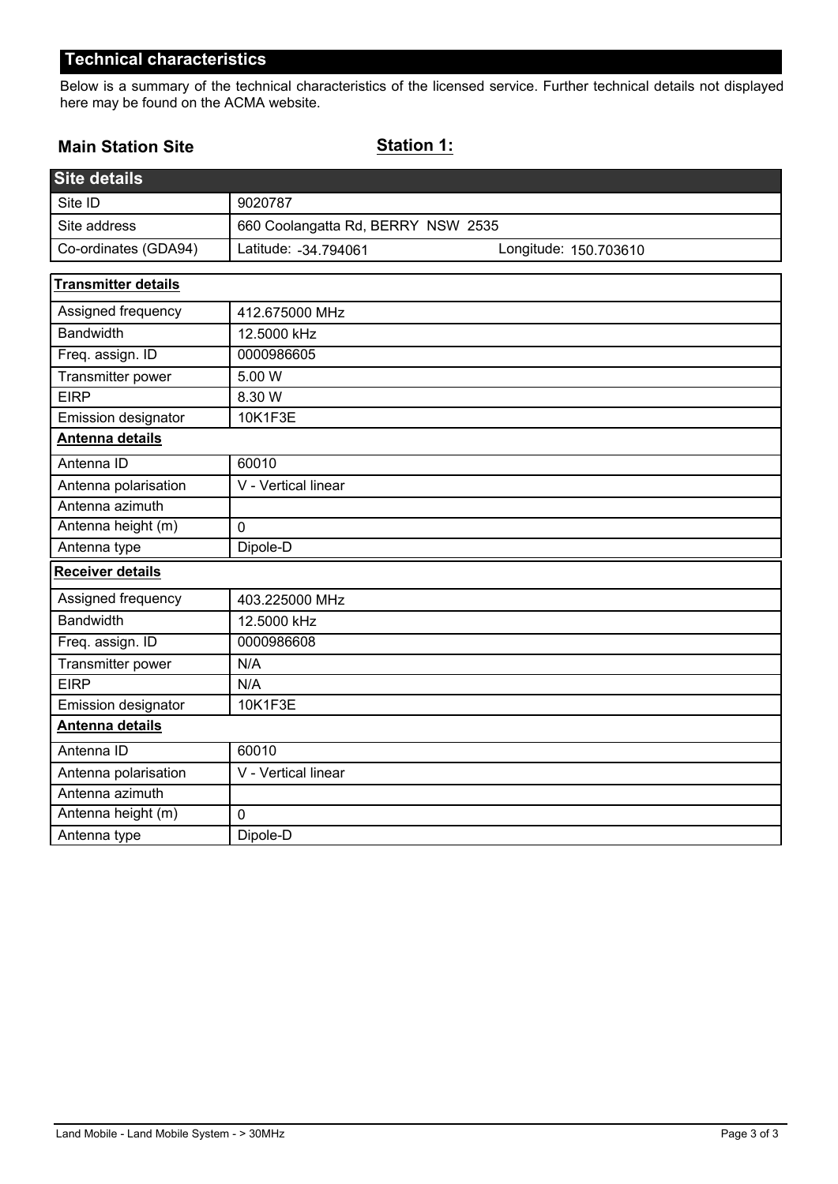## Technical characteristics

Below is a summary of the technical characteristics of the licensed service. Further technical details not displayed here may be found on the ACMA website.

**Main Station Site** **Station 1:**

| Site details | | |
|---|---|---|
| Site ID | 9020787 | |
| Site address | 660 Coolangatta Rd, BERRY NSW 2535 | |
| Co-ordinates (GDA94) | Latitude: -34.794061 | Longitude: 150.703610 |

| **Transmitter details** | |
|---|---|
| Assigned frequency | 412.675000 MHz |
| Bandwidth | 12.5000 kHz |
| Freq. assign. ID | 0000986605 |
| Transmitter power | 5.00 W |
| EIRP | 8.30 W |
| Emission designator | 10K1F3E |
| **Antenna details** | |
| Antenna ID | 60010 |
| Antenna polarisation | V - Vertical linear |
| Antenna azimuth | |
| Antenna height (m) | 0 |
| Antenna type | Dipole-D |
| **Receiver details** | |
| Assigned frequency | 403.225000 MHz |
| Bandwidth | 12.5000 kHz |
| Freq. assign. ID | 0000986608 |
| Transmitter power | N/A |
| EIRP | N/A |
| Emission designator | 10K1F3E |
| **Antenna details** | |
| Antenna ID | 60010 |
| Antenna polarisation | V - Vertical linear |
| Antenna azimuth | |
| Antenna height (m) | 0 |
| Antenna type | Dipole-D |